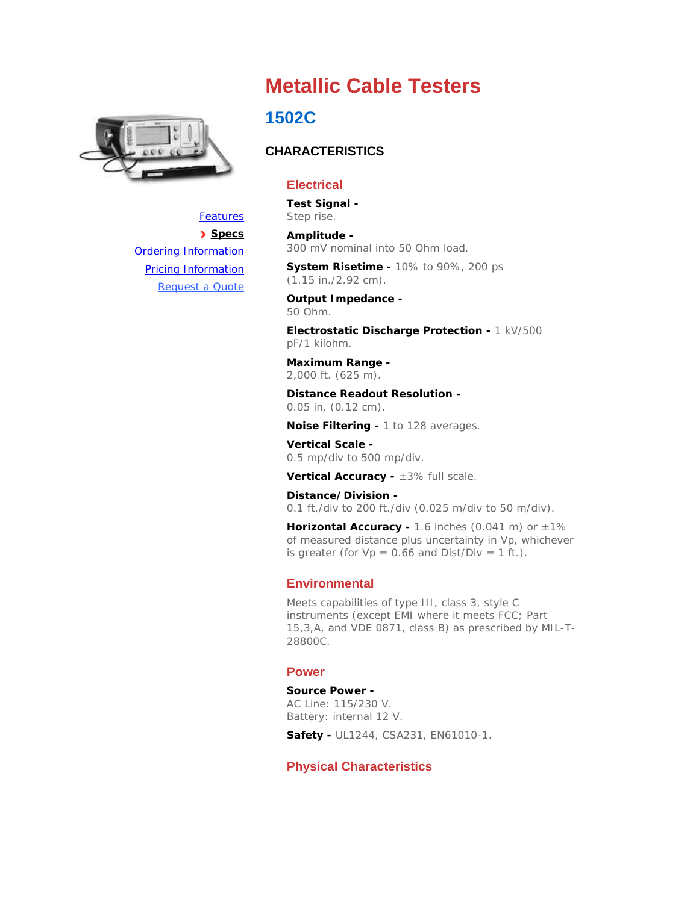Features
› **Specs**
Ordering Information
Pricing Information
Request a Quote

# Metallic Cable Testers

## 1502C

### CHARACTERISTICS

#### Electrical

**Test Signal -**
Step rise.

**Amplitude -**
300 mV nominal into 50 Ohm load.

**System Risetime -** 10% to 90%, 200 ps (1.15 in./2.92 cm).

**Output Impedance -**
50 Ohm.

**Electrostatic Discharge Protection -** 1 kV/500 pF/1 kilohm.

**Maximum Range -**
2,000 ft. (625 m).

**Distance Readout Resolution -**
0.05 in. (0.12 cm).

**Noise Filtering -** 1 to 128 averages.

**Vertical Scale -**
0.5 mp/div to 500 mp/div.

**Vertical Accuracy -** ±3% full scale.

**Distance/Division -**
0.1 ft./div to 200 ft./div (0.025 m/div to 50 m/div).

**Horizontal Accuracy -** 1.6 inches (0.041 m) or ±1% of measured distance plus uncertainty in Vp, whichever is greater (for Vp = 0.66 and Dist/Div = 1 ft.).

#### Environmental

Meets capabilities of type III, class 3, style C instruments (except EMI where it meets FCC; Part 15,3,A, and VDE 0871, class B) as prescribed by MIL-T-28800C.

#### Power

**Source Power -**
AC Line: 115/230 V.
Battery: internal 12 V.

**Safety -** UL1244, CSA231, EN61010-1.

#### Physical Characteristics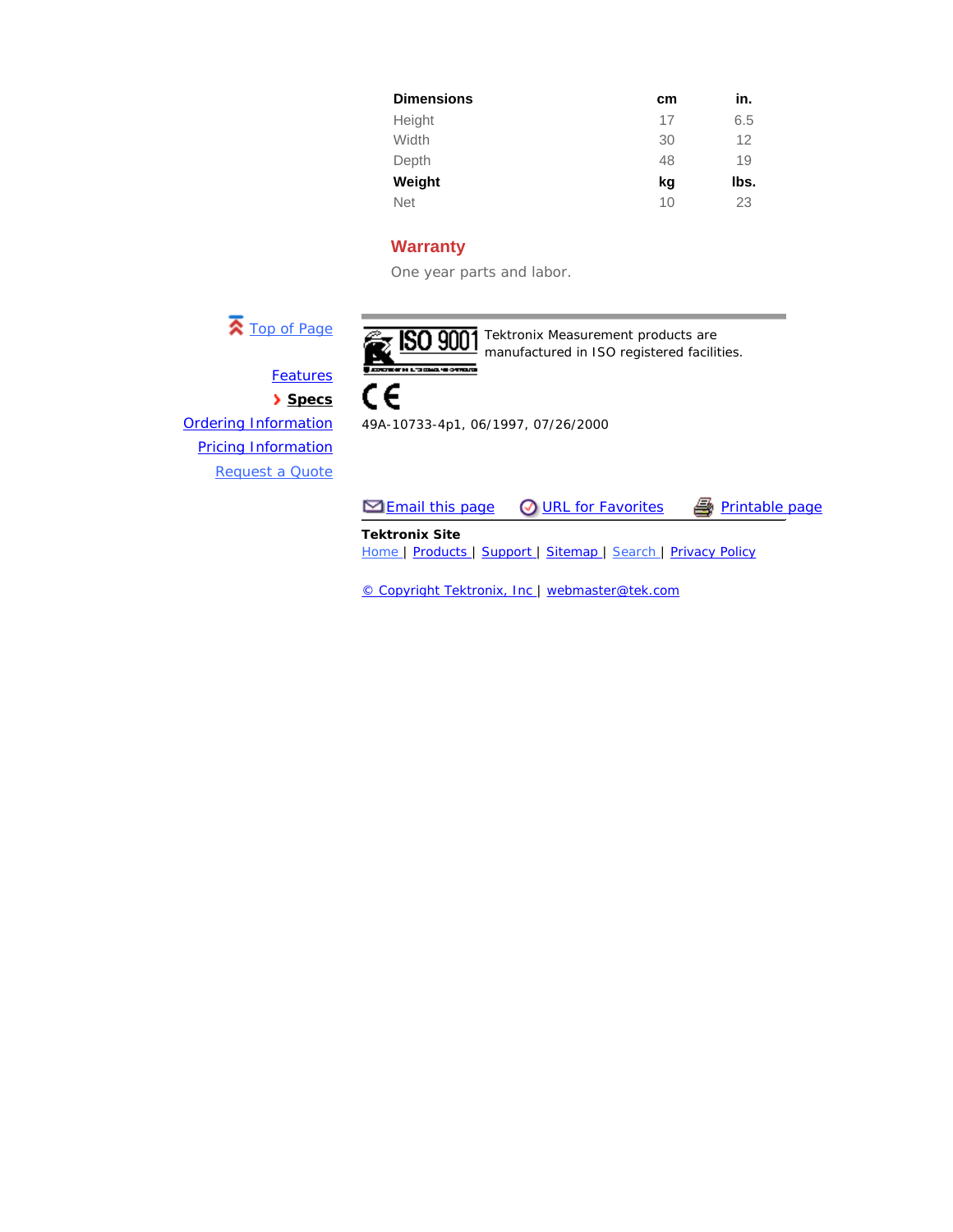| Dimensions | cm | in. |
| --- | --- | --- |
| Height | 17 | 6.5 |
| Width | 30 | 12 |
| Depth | 48 | 19 |
| **Weight** | **kg** | **lbs.** |
| Net | 10 | 23 |

## Warranty

One year parts and labor.

Top of Page

Features

**Specs**

Ordering Information

Pricing Information

Request a Quote

Tektronix Measurement products are manufactured in ISO registered facilities.

49A-10733-4p1, 06/1997, 07/26/2000

Email this page | URL for Favorites | Printable page

**Tektronix Site**

Home | Products | Support | Sitemap | Search | Privacy Policy

© Copyright Tektronix, Inc | webmaster@tek.com